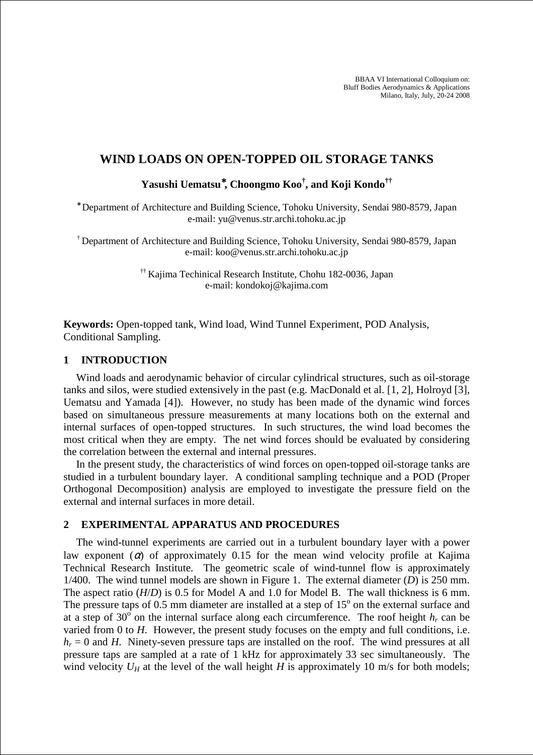BBAA VI International Colloquium on:
Bluff Bodies Aerodynamics & Applications
Milano, Italy, July, 20-24 2008

# WIND LOADS ON OPEN-TOPPED OIL STORAGE TANKS

**Yasushi Uematsu*, Choongmo Koo†, and Koji Kondo††**

* Department of Architecture and Building Science, Tohoku University, Sendai 980-8579, Japan
e-mail: yu@venus.str.archi.tohoku.ac.jp

† Department of Architecture and Building Science, Tohoku University, Sendai 980-8579, Japan
e-mail: koo@venus.str.archi.tohoku.ac.jp

†† Kajima Techinical Research Institute, Chohu 182-0036, Japan
e-mail: kondokoj@kajima.com

**Keywords:** Open-topped tank, Wind load, Wind Tunnel Experiment, POD Analysis, Conditional Sampling.

## 1 INTRODUCTION

Wind loads and aerodynamic behavior of circular cylindrical structures, such as oil-storage tanks and silos, were studied extensively in the past (e.g. MacDonald et al. [1, 2], Holroyd [3], Uematsu and Yamada [4]). However, no study has been made of the dynamic wind forces based on simultaneous pressure measurements at many locations both on the external and internal surfaces of open-topped structures. In such structures, the wind load becomes the most critical when they are empty. The net wind forces should be evaluated by considering the correlation between the external and internal pressures.

In the present study, the characteristics of wind forces on open-topped oil-storage tanks are studied in a turbulent boundary layer. A conditional sampling technique and a POD (Proper Orthogonal Decomposition) analysis are employed to investigate the pressure field on the external and internal surfaces in more detail.

## 2 EXPERIMENTAL APPARATUS AND PROCEDURES

The wind-tunnel experiments are carried out in a turbulent boundary layer with a power law exponent ($\alpha$) of approximately 0.15 for the mean wind velocity profile at Kajima Technical Research Institute. The geometric scale of wind-tunnel flow is approximately 1/400. The wind tunnel models are shown in Figure 1. The external diameter ($D$) is 250 mm. The aspect ratio ($H/D$) is 0.5 for Model A and 1.0 for Model B. The wall thickness is 6 mm. The pressure taps of 0.5 mm diameter are installed at a step of $15^o$ on the external surface and at a step of $30^o$ on the internal surface along each circumference. The roof height $h_r$ can be varied from 0 to $H$. However, the present study focuses on the empty and full conditions, i.e. $h_r = 0$ and $H$. Ninety-seven pressure taps are installed on the roof. The wind pressures at all pressure taps are sampled at a rate of 1 kHz for approximately 33 sec simultaneously. The wind velocity $U_H$ at the level of the wall height $H$ is approximately 10 m/s for both models;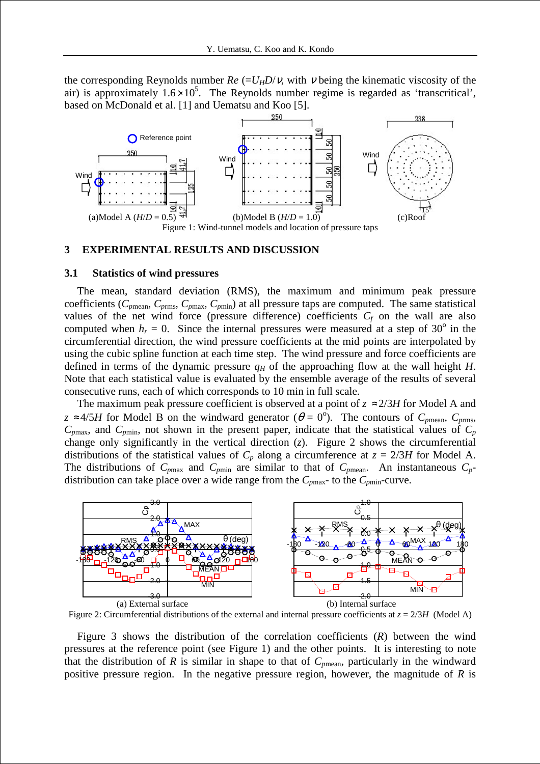the corresponding Reynolds number $Re$ ($=U_H D/\nu$, with $\nu$ being the kinematic viscosity of the air) is approximately $1.6\times10^5$. The Reynolds number regime is regarded as 'transcritical', based on McDonald et al. [1] and Uematsu and Koo [5].

Figure 1: Wind-tunnel models and location of pressure taps

## 3 EXPERIMENTAL RESULTS AND DISCUSSION

### 3.1 Statistics of wind pressures

The mean, standard deviation (RMS), the maximum and minimum peak pressure coefficients ($C_{p\mathrm{mean}}$, $C_{p\mathrm{rms}}$, $C_{p\mathrm{max}}$, $C_{p\mathrm{min}}$) at all pressure taps are computed. The same statistical values of the net wind force (pressure difference) coefficients $C_f$ on the wall are also computed when $h_r = 0$. Since the internal pressures were measured at a step of $30^\circ$ in the circumferential direction, the wind pressure coefficients at the mid points are interpolated by using the cubic spline function at each time step. The wind pressure and force coefficients are defined in terms of the dynamic pressure $q_H$ of the approaching flow at the wall height $H$. Note that each statistical value is evaluated by the ensemble average of the results of several consecutive runs, each of which corresponds to 10 min in full scale.

The maximum peak pressure coefficient is observed at a point of $z\approx 2/3H$ for Model A and $z\approx 4/5H$ for Model B on the windward generator ($\theta = 0^\circ$). The contours of $C_{p\mathrm{mean}}$, $C_{p\mathrm{rms}}$, $C_{p\mathrm{max}}$, and $C_{p\mathrm{min}}$, not shown in the present paper, indicate that the statistical values of $C_p$ change only significantly in the vertical direction ($z$). Figure 2 shows the circumferential distributions of the statistical values of $C_p$ along a circumference at $z = 2/3H$ for Model A. The distributions of $C_{p\mathrm{max}}$ and $C_{p\mathrm{min}}$ are similar to that of $C_{p\mathrm{mean}}$. An instantaneous $C_p$-distribution can take place over a wide range from the $C_{p\mathrm{max}}$- to the $C_{p\mathrm{min}}$-curve.

Figure 2: Circumferential distributions of the external and internal pressure coefficients at $z = 2/3H$ (Model A)

Figure 3 shows the distribution of the correlation coefficients ($R$) between the wind pressures at the reference point (see Figure 1) and the other points. It is interesting to note that the distribution of $R$ is similar in shape to that of $C_{p\mathrm{mean}}$, particularly in the windward positive pressure region. In the negative pressure region, however, the magnitude of $R$ is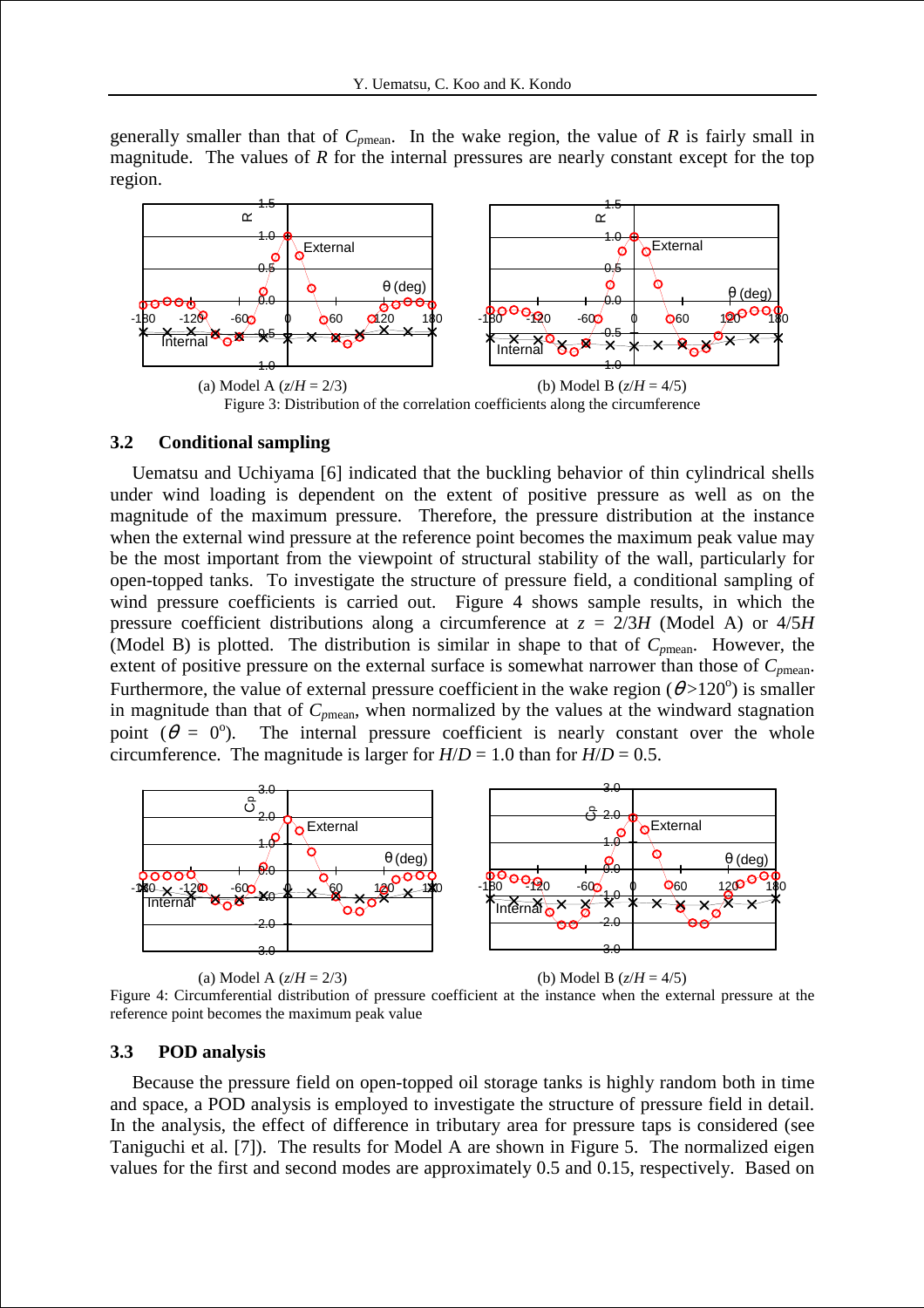generally smaller than that of $C_{p\mathrm{mean}}$. In the wake region, the value of $R$ is fairly small in magnitude. The values of $R$ for the internal pressures are nearly constant except for the top region.

(a) Model A ($z/H$ = 2/3) (b) Model B ($z/H$ = 4/5)

Figure 3: Distribution of the correlation coefficients along the circumference

### 3.2 Conditional sampling

Uematsu and Uchiyama [6] indicated that the buckling behavior of thin cylindrical shells under wind loading is dependent on the extent of positive pressure as well as on the magnitude of the maximum pressure. Therefore, the pressure distribution at the instance when the external wind pressure at the reference point becomes the maximum peak value may be the most important from the viewpoint of structural stability of the wall, particularly for open-topped tanks. To investigate the structure of pressure field, a conditional sampling of wind pressure coefficients is carried out. Figure 4 shows sample results, in which the pressure coefficient distributions along a circumference at $z$ = 2/3$H$ (Model A) or 4/5$H$ (Model B) is plotted. The distribution is similar in shape to that of $C_{p\mathrm{mean}}$. However, the extent of positive pressure on the external surface is somewhat narrower than those of $C_{p\mathrm{mean}}$. Furthermore, the value of external pressure coefficient in the wake region ($\theta$>120°) is smaller in magnitude than that of $C_{p\mathrm{mean}}$, when normalized by the values at the windward stagnation point ($\theta$ = 0°). The internal pressure coefficient is nearly constant over the whole circumference. The magnitude is larger for $H/D$ = 1.0 than for $H/D$ = 0.5.

(a) Model A ($z/H$ = 2/3) (b) Model B ($z/H$ = 4/5)

Figure 4: Circumferential distribution of pressure coefficient at the instance when the external pressure at the reference point becomes the maximum peak value

### 3.3 POD analysis

Because the pressure field on open-topped oil storage tanks is highly random both in time and space, a POD analysis is employed to investigate the structure of pressure field in detail. In the analysis, the effect of difference in tributary area for pressure taps is considered (see Taniguchi et al. [7]). The results for Model A are shown in Figure 5. The normalized eigen values for the first and second modes are approximately 0.5 and 0.15, respectively. Based on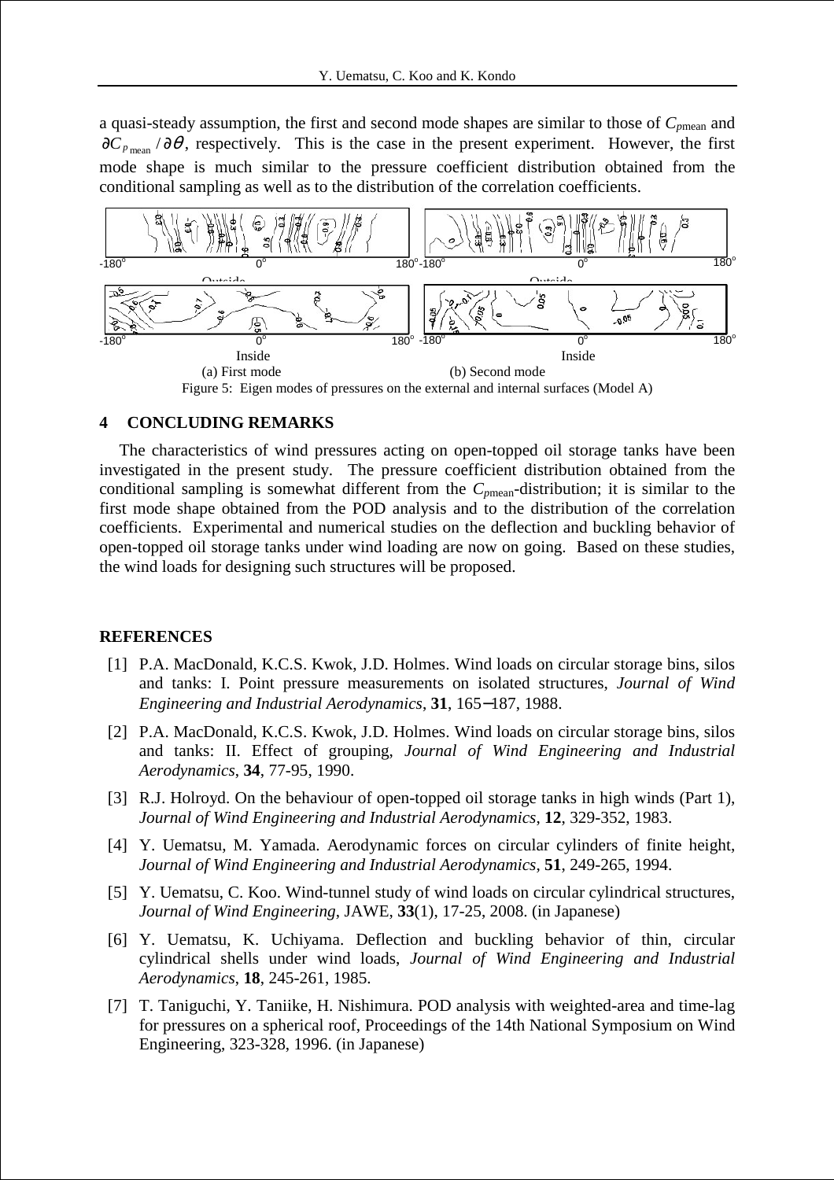a quasi-steady assumption, the first and second mode shapes are similar to those of $C_{p\mathrm{mean}}$ and $\partial C_{p_{\mathrm{mean}}} / \partial\theta$, respectively. This is the case in the present experiment. However, the first mode shape is much similar to the pressure coefficient distribution obtained from the conditional sampling as well as to the distribution of the correlation coefficients.

-180° 0° 180° -180° 0° 180°

Outside Outside

-180° 0° 180° -180° 0° 180°

Inside Inside

(a) First mode (b) Second mode

Figure 5: Eigen modes of pressures on the external and internal surfaces (Model A)

## 4 CONCLUDING REMARKS

The characteristics of wind pressures acting on open-topped oil storage tanks have been investigated in the present study. The pressure coefficient distribution obtained from the conditional sampling is somewhat different from the $C_{p\mathrm{mean}}$-distribution; it is similar to the first mode shape obtained from the POD analysis and to the distribution of the correlation coefficients. Experimental and numerical studies on the deflection and buckling behavior of open-topped oil storage tanks under wind loading are now on going. Based on these studies, the wind loads for designing such structures will be proposed.

## REFERENCES

[1] P.A. MacDonald, K.C.S. Kwok, J.D. Holmes. Wind loads on circular storage bins, silos and tanks: I. Point pressure measurements on isolated structures, *Journal of Wind Engineering and Industrial Aerodynamics*, **31**, 165−187, 1988.

[2] P.A. MacDonald, K.C.S. Kwok, J.D. Holmes. Wind loads on circular storage bins, silos and tanks: II. Effect of grouping, *Journal of Wind Engineering and Industrial Aerodynamics*, **34**, 77-95, 1990.

[3] R.J. Holroyd. On the behaviour of open-topped oil storage tanks in high winds (Part 1), *Journal of Wind Engineering and Industrial Aerodynamics*, **12**, 329-352, 1983.

[4] Y. Uematsu, M. Yamada. Aerodynamic forces on circular cylinders of finite height, *Journal of Wind Engineering and Industrial Aerodynamics*, **51**, 249-265, 1994.

[5] Y. Uematsu, C. Koo. Wind-tunnel study of wind loads on circular cylindrical structures, *Journal of Wind Engineering*, JAWE, **33**(1), 17-25, 2008. (in Japanese)

[6] Y. Uematsu, K. Uchiyama. Deflection and buckling behavior of thin, circular cylindrical shells under wind loads, *Journal of Wind Engineering and Industrial Aerodynamics*, **18**, 245-261, 1985.

[7] T. Taniguchi, Y. Taniike, H. Nishimura. POD analysis with weighted-area and time-lag for pressures on a spherical roof, Proceedings of the 14th National Symposium on Wind Engineering, 323-328, 1996. (in Japanese)